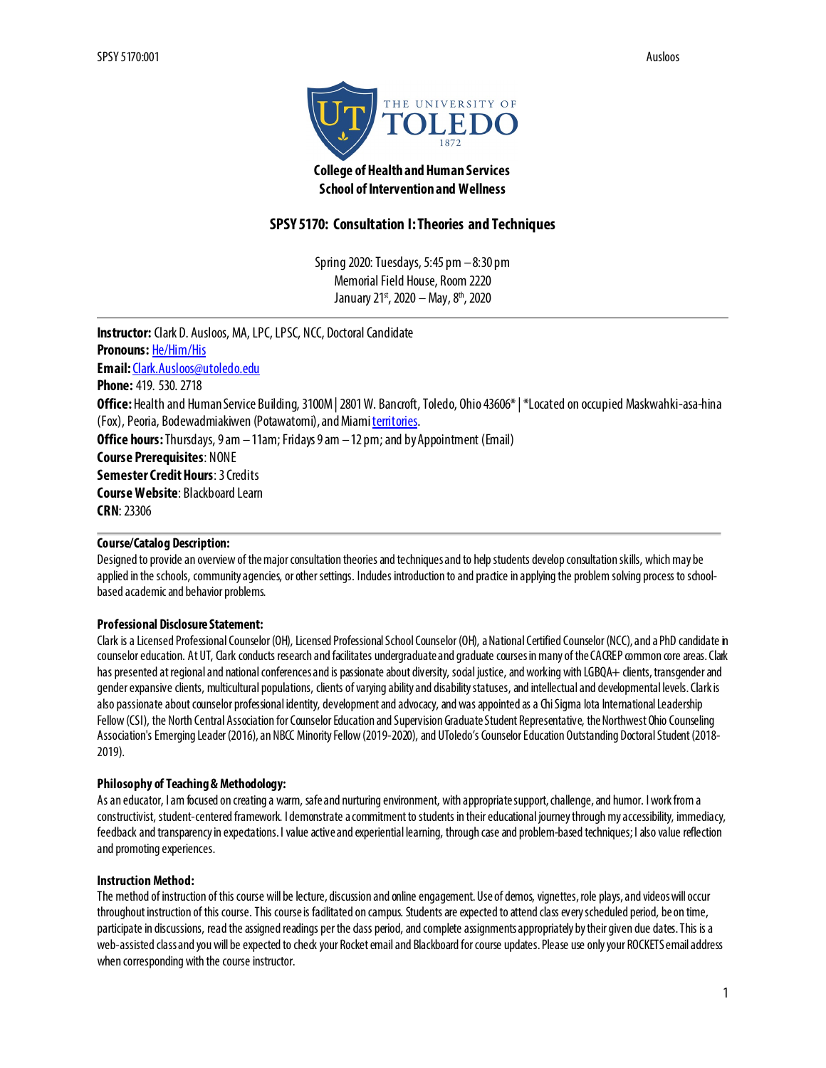**College of Health and Human Services**
**School of Intervention and Wellness**

## SPSY 5170: Consultation I: Theories and Techniques

Spring 2020: Tuesdays, 5:45 pm – 8:30 pm
Memorial Field House, Room 2220
January 21st, 2020 – May, 8th, 2020

---

**Instructor:** Clark D. Ausloos, MA, LPC, LPSC, NCC, Doctoral Candidate
**Pronouns:** He/Him/His
**Email:** Clark.Ausloos@utoledo.edu
**Phone:** 419. 530. 2718
**Office:** Health and Human Service Building, 3100M | 2801 W. Bancroft, Toledo, Ohio 43606* | *Located on occupied Maskwahki-asa-hina (Fox), Peoria, Bodewadmiakiwen (Potawatomi), and Miami territories.
**Office hours:** Thursdays, 9 am – 11am; Fridays 9 am – 12 pm; and by Appointment (Email)
**Course Prerequisites**: NONE
**Semester Credit Hours**: 3 Credits
**Course Website**: Blackboard Learn
**CRN**: 23306

---

**Course/Catalog Description:**
Designed to provide an overview of the major consultation theories and techniques and to help students develop consultation skills, which may be applied in the schools, community agencies, or other settings. Includes introduction to and practice in applying the problem solving process to school-based academic and behavior problems.

**Professional Disclosure Statement:**
Clark is a Licensed Professional Counselor (OH), Licensed Professional School Counselor (OH), a National Certified Counselor (NCC), and a PhD candidate in counselor education. At UT, Clark conducts research and facilitates undergraduate and graduate courses in many of the CACREP common core areas. Clark has presented at regional and national conferences and is passionate about diversity, social justice, and working with LGBQA+ clients, transgender and gender expansive clients, multicultural populations, clients of varying ability and disability statuses, and intellectual and developmental levels. Clark is also passionate about counselor professional identity, development and advocacy, and was appointed as a Chi Sigma Iota International Leadership Fellow (CSI), the North Central Association for Counselor Education and Supervision Graduate Student Representative, the Northwest Ohio Counseling Association's Emerging Leader (2016), an NBCC Minority Fellow (2019-2020), and UToledo's Counselor Education Outstanding Doctoral Student (2018-2019).

**Philosophy of Teaching & Methodology:**
As an educator, I am focused on creating a warm, safe and nurturing environment, with appropriate support, challenge, and humor. I work from a constructivist, student-centered framework. I demonstrate a commitment to students in their educational journey through my accessibility, immediacy, feedback and transparency in expectations. I value active and experiential learning, through case and problem-based techniques; I also value reflection and promoting experiences.

**Instruction Method:**
The method of instruction of this course will be lecture, discussion and online engagement. Use of demos, vignettes, role plays, and videos will occur throughout instruction of this course. This course is facilitated on campus. Students are expected to attend class every scheduled period, be on time, participate in discussions, read the assigned readings per the class period, and complete assignments appropriately by their given due dates. This is a web-assisted class and you will be expected to check your Rocket email and Blackboard for course updates. Please use only your ROCKETS email address when corresponding with the course instructor.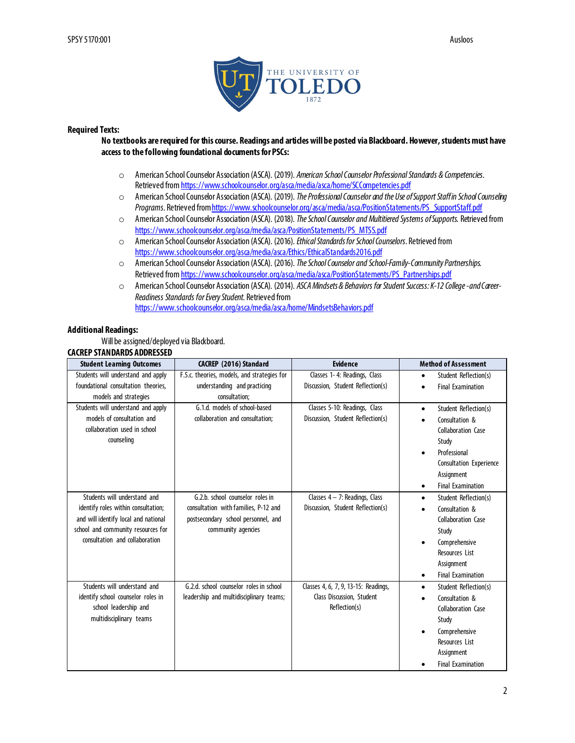**Required Texts:**

**No textbooks are required for this course. Readings and articles will be posted via Blackboard. However, students must have access to the following foundational documents for PSCs:**

- American School Counselor Association (ASCA). (2019). *American School Counselor Professional Standards & Competencies*. Retrieved from https://www.schoolcounselor.org/asca/media/asca/home/SCCompetencies.pdf
- American School Counselor Association (ASCA). (2019). *The Professional Counselor and the Use of Support Staff in School Counseling Programs*. Retrieved from https://www.schoolcounselor.org/asca/media/asca/PositionStatements/PS_SupportStaff.pdf
- American School Counselor Association (ASCA). (2018). *The School Counselor and Multitiered Systems of Supports*. Retrieved from https://www.schoolcounselor.org/asca/media/asca/PositionStatements/PS_MTSS.pdf
- American School Counselor Association (ASCA). (2016). *Ethical Standards for School Counselors*. Retrieved from https://www.schoolcounselor.org/asca/media/asca/Ethics/EthicalStandards2016.pdf
- American School Counselor Association (ASCA). (2016). *The School Counselor and School-Family-Community Partnerships*. Retrieved from https://www.schoolcounselor.org/asca/media/asca/PositionStatements/PS_Partnerships.pdf
- American School Counselor Association (ASCA). (2014). *ASCA Mindsets & Behaviors for Student Success: K-12 College -and Career-Readiness Standards for Every Student*. Retrieved from https://www.schoolcounselor.org/asca/media/asca/home/MindsetsBehaviors.pdf

**Additional Readings:**

Will be assigned/deployed via Blackboard.

**CACREP STANDARDS ADDRESSED**

| Student Learning Outcomes | CACREP (2016) Standard | Evidence | Method of Assessment |
|---|---|---|---|
| Students will understand and apply foundational consultation theories, models and strategies | F.5.c. theories, models, and strategies for understanding and practicing consultation; | Classes 1- 4: Readings, Class Discussion, Student Reflection(s) | • Student Reflection(s)<br>• Final Examination |
| Students will understand and apply models of consultation and collaboration used in school counseling | G.1.d. models of school-based collaboration and consultation; | Classes 5-10: Readings, Class Discussion, Student Reflection(s) | • Student Reflection(s)<br>• Consultation & Collaboration Case Study<br>• Professional Consultation Experience Assignment<br>• Final Examination |
| Students will understand and identify roles within consultation; and will identify local and national school and community resources for consultation and collaboration | G.2.b. school counselor roles in consultation with families, P-12 and postsecondary school personnel, and community agencies | Classes 4 – 7: Readings, Class Discussion, Student Reflection(s) | • Student Reflection(s)<br>• Consultation & Collaboration Case Study<br>• Comprehensive Resources List Assignment<br>• Final Examination |
| Students will understand and identify school counselor roles in school leadership and multidisciplinary teams | G.2.d. school counselor roles in school leadership and multidisciplinary teams; | Classes 4, 6, 7, 9, 13-15: Readings, Class Discussion, Student Reflection(s) | • Student Reflection(s)<br>• Consultation & Collaboration Case Study<br>• Comprehensive Resources List Assignment<br>• Final Examination |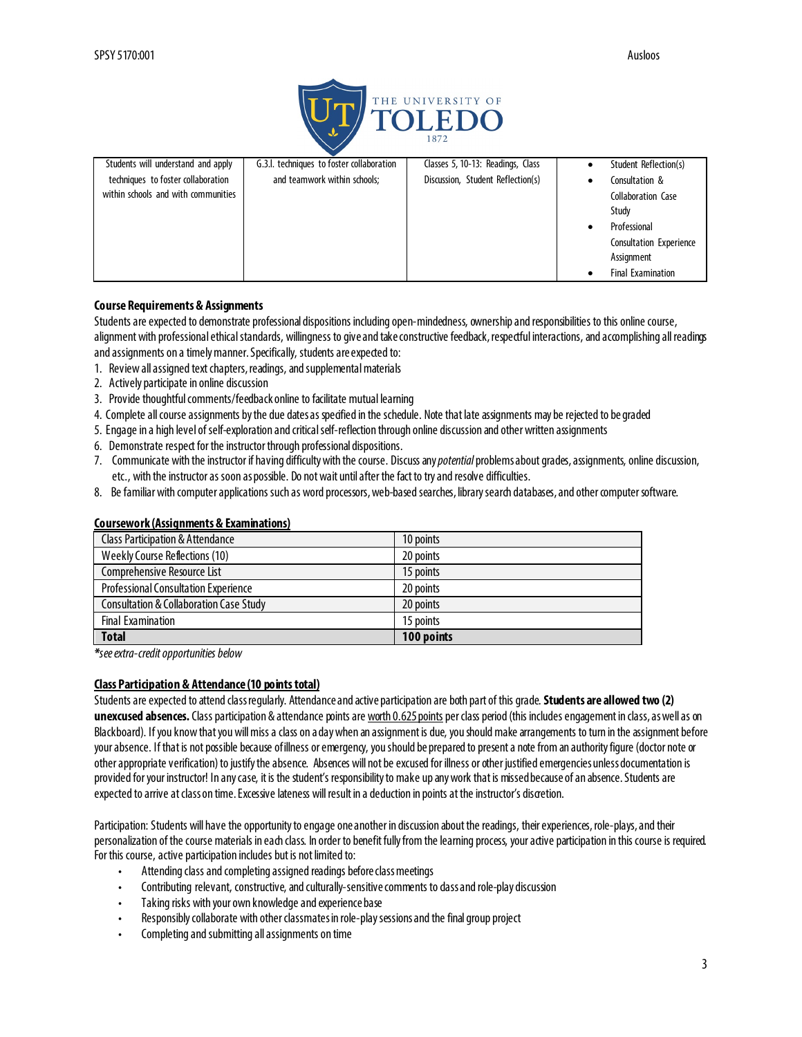| Students will understand and apply techniques to foster collaboration within schools and with communities | G.3.l. techniques to foster collaboration and teamwork within schools; | Classes 5, 10-13: Readings, Class Discussion, Student Reflection(s) | • Student Reflection(s)<br>• Consultation & Collaboration Case Study<br>• Professional Consultation Experience Assignment<br>• Final Examination |
|---|---|---|---|

### Course Requirements & Assignments

Students are expected to demonstrate professional dispositions including open-mindedness, ownership and responsibilities to this online course, alignment with professional ethical standards, willingness to give and take constructive feedback, respectful interactions, and accomplishing all readings and assignments on a timely manner. Specifically, students are expected to:

1. Review all assigned text chapters, readings, and supplemental materials
2. Actively participate in online discussion
3. Provide thoughtful comments/feedback online to facilitate mutual learning
4. Complete all course assignments by the due dates as specified in the schedule. Note that late assignments may be rejected to be graded
5. Engage in a high level of self-exploration and critical self-reflection through online discussion and other written assignments
6. Demonstrate respect for the instructor through professional dispositions.
7. Communicate with the instructor if having difficulty with the course. Discuss any *potential* problems about grades, assignments, online discussion, etc., with the instructor as soon as possible. Do not wait until after the fact to try and resolve difficulties.
8. Be familiar with computer applications such as word processors, web-based searches, library search databases, and other computer software.

### Coursework (Assignments & Examinations)

| Class Participation & Attendance | 10 points |
|---|---|
| Weekly Course Reflections (10) | 20 points |
| Comprehensive Resource List | 15 points |
| Professional Consultation Experience | 20 points |
| Consultation & Collaboration Case Study | 20 points |
| Final Examination | 15 points |
| **Total** | **100 points** |

*\*see extra-credit opportunities below*

### Class Participation & Attendance (10 points total)

Students are expected to attend class regularly. Attendance and active participation are both part of this grade. **Students are allowed two (2) unexcused absences.** Class participation & attendance points are worth 0.625 points per class period (this includes engagement in class, as well as on Blackboard). If you know that you will miss a class on a day when an assignment is due, you should make arrangements to turn in the assignment before your absence. If that is not possible because of illness or emergency, you should be prepared to present a note from an authority figure (doctor note or other appropriate verification) to justify the absence. Absences will not be excused for illness or other justified emergencies unless documentation is provided for your instructor! In any case, it is the student's responsibility to make up any work that is missed because of an absence. Students are expected to arrive at class on time. Excessive lateness will result in a deduction in points at the instructor's discretion.

Participation: Students will have the opportunity to engage one another in discussion about the readings, their experiences, role-plays, and their personalization of the course materials in each class. In order to benefit fully from the learning process, your active participation in this course is required. For this course, active participation includes but is not limited to:

- Attending class and completing assigned readings before class meetings
- Contributing relevant, constructive, and culturally-sensitive comments to class and role-play discussion
- Taking risks with your own knowledge and experience base
- Responsibly collaborate with other classmates in role-play sessions and the final group project
- Completing and submitting all assignments on time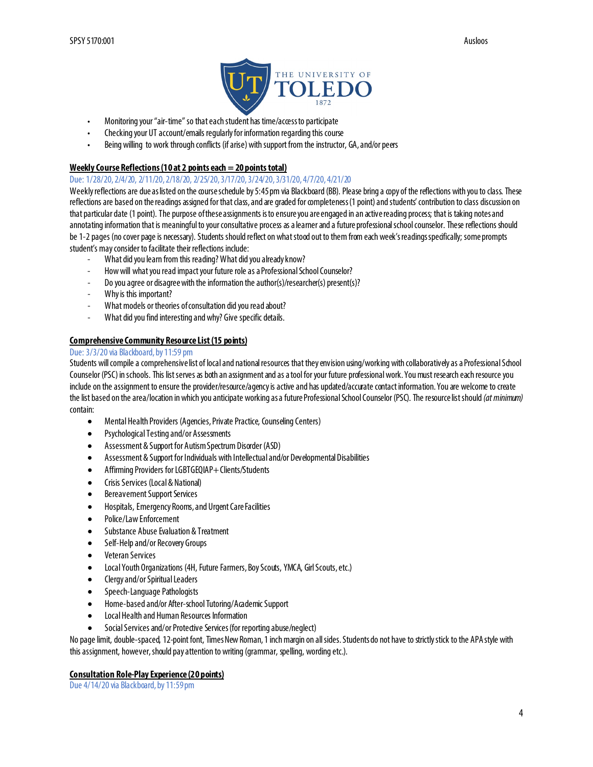- Monitoring your "air-time" so that each student has time/access to participate
- Checking your UT account/emails regularly for information regarding this course
- Being willing to work through conflicts (if arise) with support from the instructor, GA, and/or peers

**Weekly Course Reflections (10 at 2 points each = 20 points total)**

Due: 1/28/20, 2/4/20, 2/11/20, 2/18/20, 2/25/20, 3/17/20, 3/24/20, 3/31/20, 4/7/20, 4/21/20

Weekly reflections are due as listed on the course schedule by 5:45pm via Blackboard (BB). Please bring a copy of the reflections with you to class. These reflections are based on the readings assigned for that class, and are graded for completeness (1 point) and students' contribution to class discussion on that particular date (1 point). The purpose of these assignments is to ensure you are engaged in an active reading process; that is taking notes and annotating information that is meaningful to your consultative process as a learner and a future professional school counselor. These reflections should be 1-2 pages (no cover page is necessary). Students should reflect on what stood out to them from each week's readings specifically; some prompts student's may consider to facilitate their reflections include:

- What did you learn from this reading? What did you already know?
- How will what you read impact your future role as a Professional School Counselor?
- Do you agree or disagree with the information the author(s)/researcher(s) present(s)?
- Why is this important?
- What models or theories of consultation did you read about?
- What did you find interesting and why? Give specific details.

**Comprehensive Community Resource List (15 points)**

Due: 3/3/20 via Blackboard, by 11:59 pm

Students will compile a comprehensive list of local and national resources that they envision using/working with collaboratively as a Professional School Counselor (PSC) in schools. This list serves as both an assignment and as a tool for your future professional work. You must research each resource you include on the assignment to ensure the provider/resource/agency is active and has updated/accurate contact information. You are welcome to create the list based on the area/location in which you anticipate working as a future Professional School Counselor (PSC). The resource list should *(at minimum)* contain:

- Mental Health Providers (Agencies, Private Practice, Counseling Centers)
- Psychological Testing and/or Assessments
- Assessment & Support for Autism Spectrum Disorder (ASD)
- Assessment & Support for Individuals with Intellectual and/or Developmental Disabilities
- Affirming Providers for LGBTGEQIAP+ Clients/Students
- Crisis Services (Local & National)
- Bereavement Support Services
- Hospitals, Emergency Rooms, and Urgent Care Facilities
- Police/Law Enforcement
- Substance Abuse Evaluation & Treatment
- Self-Help and/or Recovery Groups
- Veteran Services
- Local Youth Organizations (4H, Future Farmers, Boy Scouts, YMCA, Girl Scouts, etc.)
- Clergy and/or Spiritual Leaders
- Speech-Language Pathologists
- Home-based and/or After-school Tutoring/Academic Support
- Local Health and Human Resources Information
- Social Services and/or Protective Services (for reporting abuse/neglect)

No page limit, double-spaced, 12-point font, Times New Roman, 1 inch margin on all sides. Students do not have to strictly stick to the APA style with this assignment, however, should pay attention to writing (grammar, spelling, wording etc.).

**Consultation Role-Play Experience (20 points)**

Due 4/14/20 via Blackboard, by 11:59pm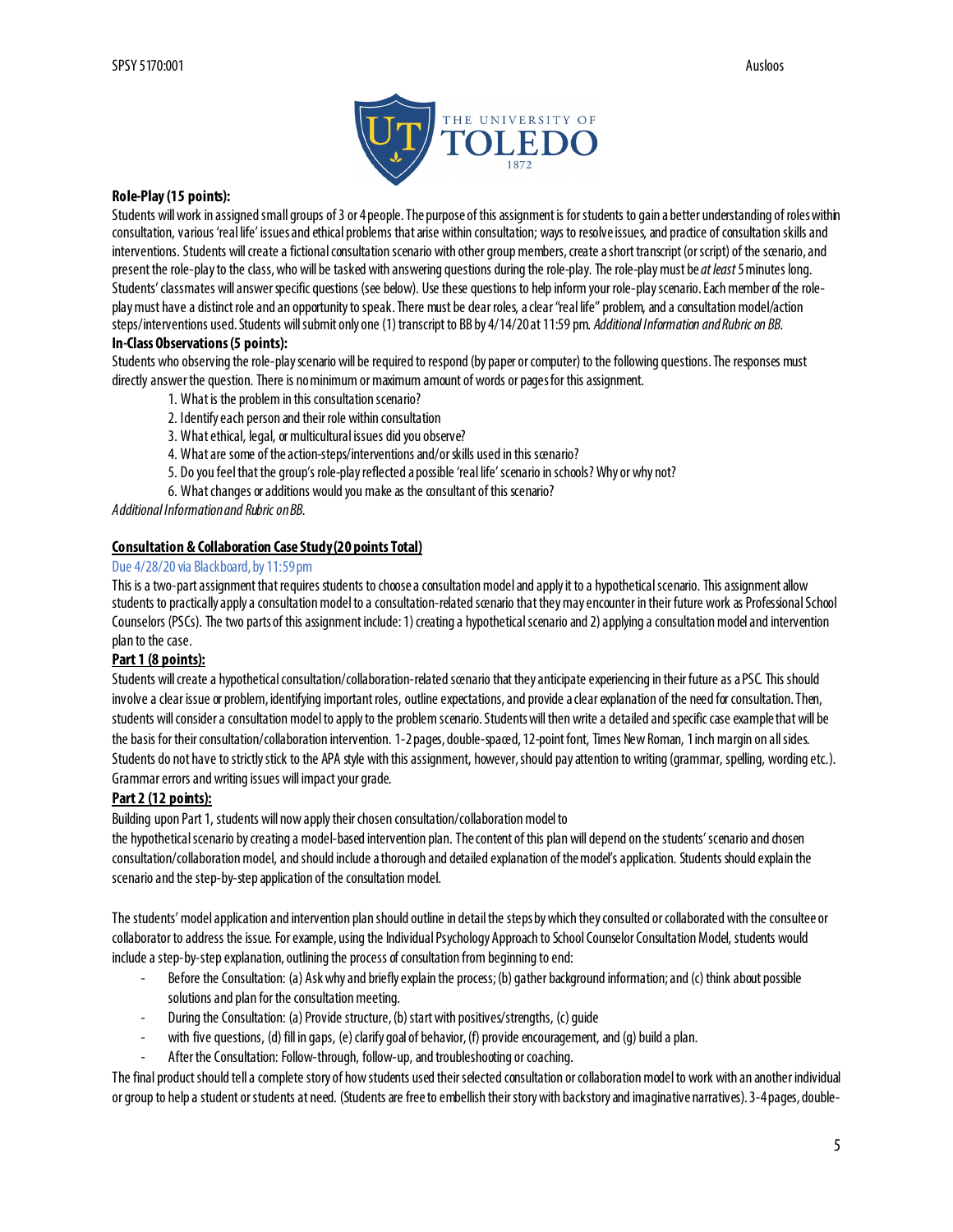**Role-Play (15 points):**

Students will work in assigned small groups of 3 or 4 people. The purpose of this assignment is for students to gain a better understanding of roles within consultation, various 'real life' issues and ethical problems that arise within consultation; ways to resolve issues, and practice of consultation skills and interventions. Students will create a fictional consultation scenario with other group members, create a short transcript (or script) of the scenario, and present the role-play to the class, who will be tasked with answering questions during the role-play. The role-play must be *at least* 5 minutes long. Students' classmates will answer specific questions (see below). Use these questions to help inform your role-play scenario. Each member of the role-play must have a distinct role and an opportunity to speak. There must be dear roles, a clear "real life" problem, and a consultation model/action steps/interventions used. Students will submit only one (1) transcript to BB by 4/14/20 at 11:59 pm. *Additional Information and Rubric on BB.*

**In-Class Observations (5 points):**

Students who observing the role-play scenario will be required to respond (by paper or computer) to the following questions. The responses must directly answer the question. There is no minimum or maximum amount of words or pages for this assignment.

1. What is the problem in this consultation scenario?
2. Identify each person and their role within consultation
3. What ethical, legal, or multicultural issues did you observe?
4. What are some of the action-steps/interventions and/or skills used in this scenario?
5. Do you feel that the group's role-play reflected a possible 'real life' scenario in schools? Why or why not?
6. What changes or additions would you make as the consultant of this scenario?

*Additional Information and Rubric on BB.*

**Consultation & Collaboration Case Study (20 points Total)**

Due 4/28/20 via Blackboard, by 11:59 pm

This is a two-part assignment that requires students to choose a consultation model and apply it to a hypothetical scenario. This assignment allow students to practically apply a consultation model to a consultation-related scenario that they may encounter in their future work as Professional School Counselors (PSCs). The two parts of this assignment include: 1) creating a hypothetical scenario and 2) applying a consultation model and intervention plan to the case.

**Part 1 (8 points):**

Students will create a hypothetical consultation/collaboration-related scenario that they anticipate experiencing in their future as a PSC. This should involve a clear issue or problem, identifying important roles, outline expectations, and provide a clear explanation of the need for consultation. Then, students will consider a consultation model to apply to the problem scenario. Students will then write a detailed and specific case example that will be the basis for their consultation/collaboration intervention. 1-2 pages, double-spaced, 12-point font, Times New Roman, 1 inch margin on all sides. Students do not have to strictly stick to the APA style with this assignment, however, should pay attention to writing (grammar, spelling, wording etc.). Grammar errors and writing issues will impact your grade.

**Part 2 (12 points):**

Building upon Part 1, students will now apply their chosen consultation/collaboration model to the hypothetical scenario by creating a model-based intervention plan. The content of this plan will depend on the students' scenario and chosen consultation/collaboration model, and should include a thorough and detailed explanation of the model's application. Students should explain the scenario and the step-by-step application of the consultation model.

The students' model application and intervention plan should outline in detail the steps by which they consulted or collaborated with the consultee or collaborator to address the issue. For example, using the Individual Psychology Approach to School Counselor Consultation Model, students would include a step-by-step explanation, outlining the process of consultation from beginning to end:

- Before the Consultation: (a) Ask why and briefly explain the process; (b) gather background information; and (c) think about possible solutions and plan for the consultation meeting.
- During the Consultation: (a) Provide structure, (b) start with positives/strengths, (c) guide
- with five questions, (d) fill in gaps, (e) clarify goal of behavior, (f) provide encouragement, and (g) build a plan.
- After the Consultation: Follow-through, follow-up, and troubleshooting or coaching.

The final product should tell a complete story of how students used their selected consultation or collaboration model to work with an another individual or group to help a student or students at need. (Students are free to embellish their story with backstory and imaginative narratives). 3-4 pages, double-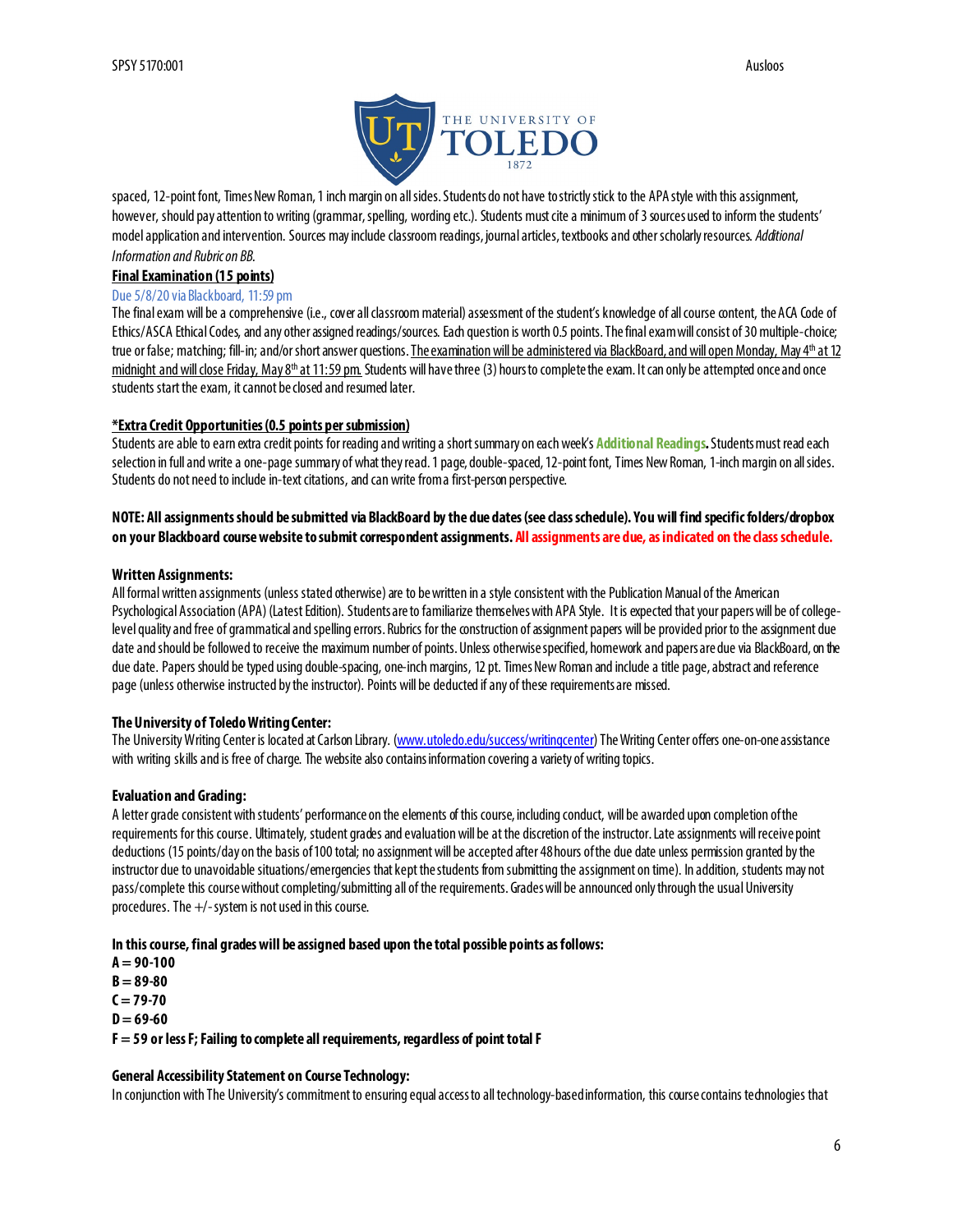spaced, 12-point font, Times New Roman, 1 inch margin on all sides. Students do not have to strictly stick to the APA style with this assignment, however, should pay attention to writing (grammar, spelling, wording etc.). Students must cite a minimum of 3 sources used to inform the students' model application and intervention. Sources may include classroom readings, journal articles, textbooks and other scholarly resources. *Additional Information and Rubric on BB.*

**Final Examination (15 points)**

Due 5/8/20 via Blackboard, 11:59 pm

The final exam will be a comprehensive (i.e., cover all classroom material) assessment of the student's knowledge of all course content, the ACA Code of Ethics/ASCA Ethical Codes, and any other assigned readings/sources. Each question is worth 0.5 points. The final exam will consist of 30 multiple-choice; true or false; matching; fill-in; and/or short answer questions. The examination will be administered via BlackBoard, and will open Monday, May 4th at 12 midnight and will close Friday, May 8th at 11:59 pm. Students will have three (3) hours to complete the exam. It can only be attempted once and once students start the exam, it cannot be closed and resumed later.

**\*Extra Credit Opportunities (0.5 points per submission)**

Students are able to earn extra credit points for reading and writing a short summary on each week's **Additional Readings.** Students must read each selection in full and write a one-page summary of what they read. 1 page, double-spaced, 12-point font, Times New Roman, 1-inch margin on all sides. Students do not need to include in-text citations, and can write from a first-person perspective.

**NOTE: All assignments should be submitted via BlackBoard by the due dates (see class schedule). You will find specific folders/dropbox on your Blackboard course website to submit correspondent assignments. All assignments are due, as indicated on the class schedule.**

**Written Assignments:**

All formal written assignments (unless stated otherwise) are to be written in a style consistent with the Publication Manual of the American Psychological Association (APA) (Latest Edition). Students are to familiarize themselves with APA Style. It is expected that your papers will be of college-level quality and free of grammatical and spelling errors. Rubrics for the construction of assignment papers will be provided prior to the assignment due date and should be followed to receive the maximum number of points. Unless otherwise specified, homework and papers are due via BlackBoard, on the due date. Papers should be typed using double-spacing, one-inch margins, 12 pt. Times New Roman and include a title page, abstract and reference page (unless otherwise instructed by the instructor). Points will be deducted if any of these requirements are missed.

**The University of Toledo Writing Center:**

The University Writing Center is located at Carlson Library. (www.utoledo.edu/success/writingcenter) The Writing Center offers one-on-one assistance with writing skills and is free of charge. The website also contains information covering a variety of writing topics.

**Evaluation and Grading:**

A letter grade consistent with students' performance on the elements of this course, including conduct, will be awarded upon completion of the requirements for this course. Ultimately, student grades and evaluation will be at the discretion of the instructor. Late assignments will receive point deductions (15 points/day on the basis of 100 total; no assignment will be accepted after 48 hours of the due date unless permission granted by the instructor due to unavoidable situations/emergencies that kept the students from submitting the assignment on time). In addition, students may not pass/complete this course without completing/submitting all of the requirements. Grades will be announced only through the usual University procedures. The +/- system is not used in this course.

**In this course, final grades will be assigned based upon the total possible points as follows:**

**A = 90-100**
**B = 89-80**
**C = 79-70**
**D = 69-60**
**F = 59 or less F; Failing to complete all requirements, regardless of point total F**

**General Accessibility Statement on Course Technology:**

In conjunction with The University's commitment to ensuring equal access to all technology-based information, this course contains technologies that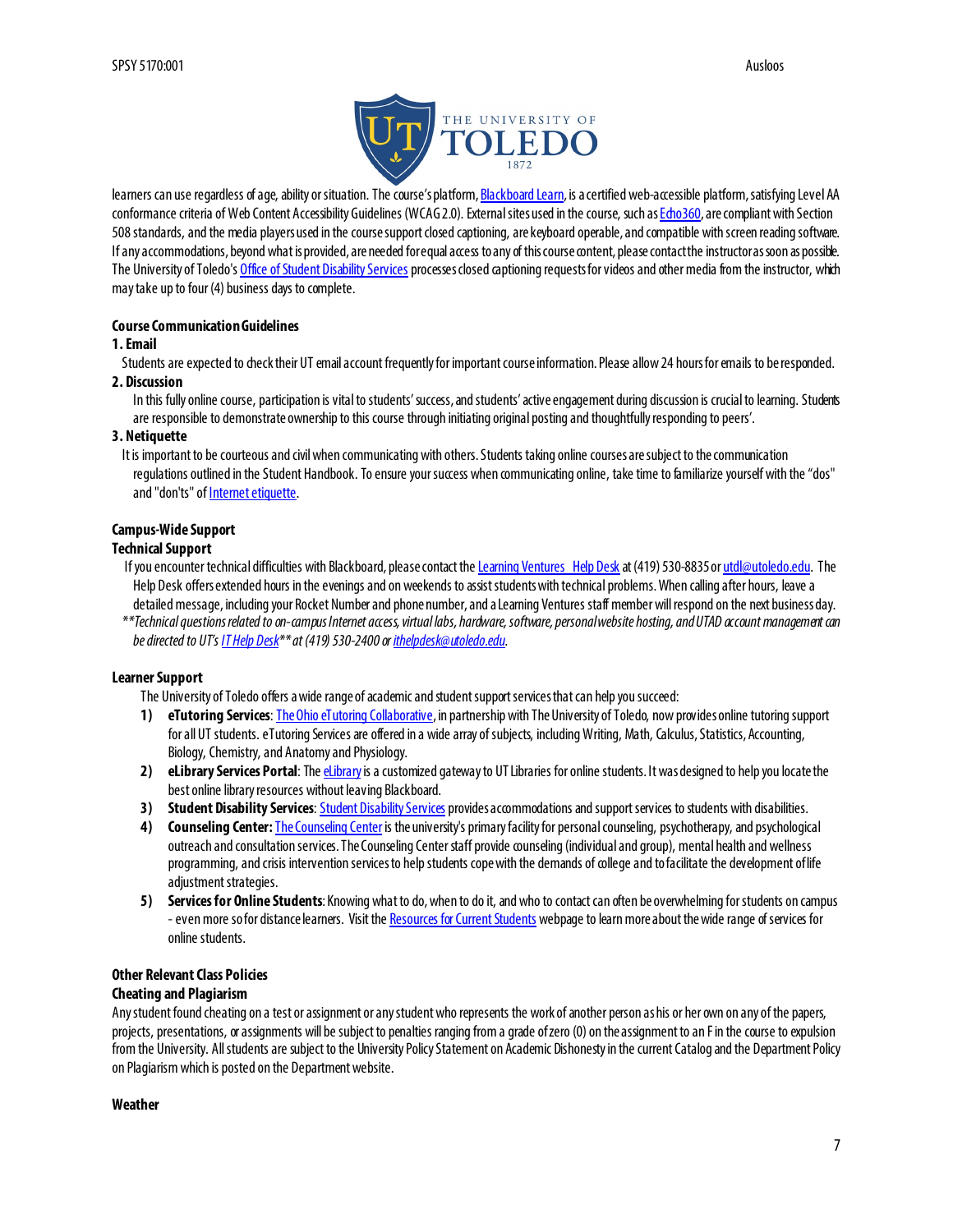learners can use regardless of age, ability or situation. The course's platform, Blackboard Learn, is a certified web-accessible platform, satisfying Level AA conformance criteria of Web Content Accessibility Guidelines (WCAG 2.0). External sites used in the course, such as Echo360, are compliant with Section 508 standards, and the media players used in the course support closed captioning, are keyboard operable, and compatible with screen reading software. If any accommodations, beyond what is provided, are needed for equal access to any of this course content, please contact the instructor as soon as possible. The University of Toledo's Office of Student Disability Services processes closed captioning requests for videos and other media from the instructor, which may take up to four (4) business days to complete.

**Course Communication Guidelines**

**1. Email**

Students are expected to check their UT email account frequently for important course information. Please allow 24 hours for emails to be responded.

**2. Discussion**

In this fully online course, participation is vital to students' success, and students' active engagement during discussion is crucial to learning. Students are responsible to demonstrate ownership to this course through initiating original posting and thoughtfully responding to peers'.

**3. Netiquette**

It is important to be courteous and civil when communicating with others. Students taking online courses are subject to the communication regulations outlined in the Student Handbook. To ensure your success when communicating online, take time to familiarize yourself with the "dos" and "don'ts" of Internet etiquette.

**Campus-Wide Support**

**Technical Support**

If you encounter technical difficulties with Blackboard, please contact the Learning Ventures Help Desk at (419) 530-8835 or utdl@utoledo.edu. The Help Desk offers extended hours in the evenings and on weekends to assist students with technical problems. When calling after hours, leave a detailed message, including your Rocket Number and phone number, and a Learning Ventures staff member will respond on the next business day.

*\*\*Technical questions related to on-campus Internet access, virtual labs, hardware, software, personal website hosting, and UTAD account management can be directed to UT's IT Help Desk\*\* at (419) 530-2400 or ithelpdesk@utoledo.edu.*

**Learner Support**

The University of Toledo offers a wide range of academic and student support services that can help you succeed:

1) **eTutoring Services**: The Ohio eTutoring Collaborative, in partnership with The University of Toledo, now provides online tutoring support for all UT students. eTutoring Services are offered in a wide array of subjects, including Writing, Math, Calculus, Statistics, Accounting, Biology, Chemistry, and Anatomy and Physiology.
2) **eLibrary Services Portal**: The eLibrary is a customized gateway to UT Libraries for online students. It was designed to help you locate the best online library resources without leaving Blackboard.
3) **Student Disability Services**: Student Disability Services provides accommodations and support services to students with disabilities.
4) **Counseling Center:** The Counseling Center is the university's primary facility for personal counseling, psychotherapy, and psychological outreach and consultation services. The Counseling Center staff provide counseling (individual and group), mental health and wellness programming, and crisis intervention services to help students cope with the demands of college and to facilitate the development of life adjustment strategies.
5) **Services for Online Students**: Knowing what to do, when to do it, and who to contact can often be overwhelming for students on campus - even more so for distance learners. Visit the Resources for Current Students webpage to learn more about the wide range of services for online students.

**Other Relevant Class Policies**

**Cheating and Plagiarism**

Any student found cheating on a test or assignment or any student who represents the work of another person as his or her own on any of the papers, projects, presentations, or assignments will be subject to penalties ranging from a grade of zero (0) on the assignment to an F in the course to expulsion from the University. All students are subject to the University Policy Statement on Academic Dishonesty in the current Catalog and the Department Policy on Plagiarism which is posted on the Department website.

**Weather**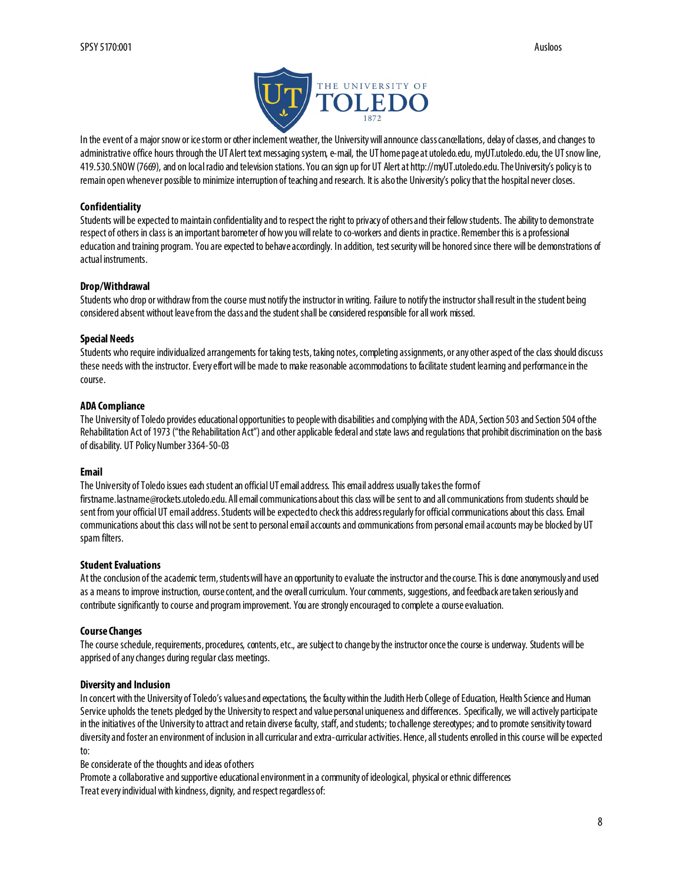In the event of a major snow or ice storm or other inclement weather, the University will announce class cancellations, delay of classes, and changes to administrative office hours through the UT Alert text messaging system, e-mail, the UT home page at utoledo.edu, myUT.utoledo.edu, the UT snow line, 419.530.SNOW (7669), and on local radio and television stations. You can sign up for UT Alert at http://myUT.utoledo.edu. The University's policy is to remain open whenever possible to minimize interruption of teaching and research. It is also the University's policy that the hospital never closes.

### Confidentiality

Students will be expected to maintain confidentiality and to respect the right to privacy of others and their fellow students. The ability to demonstrate respect of others in class is an important barometer of how you will relate to co-workers and clients in practice. Remember this is a professional education and training program. You are expected to behave accordingly. In addition, test security will be honored since there will be demonstrations of actual instruments.

### Drop/Withdrawal

Students who drop or withdraw from the course must notify the instructor in writing. Failure to notify the instructor shall result in the student being considered absent without leave from the class and the student shall be considered responsible for all work missed.

### Special Needs

Students who require individualized arrangements for taking tests, taking notes, completing assignments, or any other aspect of the class should discuss these needs with the instructor. Every effort will be made to make reasonable accommodations to facilitate student learning and performance in the course.

### ADA Compliance

The University of Toledo provides educational opportunities to people with disabilities and complying with the ADA, Section 503 and Section 504 of the Rehabilitation Act of 1973 ("the Rehabilitation Act") and other applicable federal and state laws and regulations that prohibit discrimination on the basis of disability. UT Policy Number 3364-50-03

### Email

The University of Toledo issues each student an official UT email address. This email address usually takes the form of firstname.lastname@rockets.utoledo.edu. All email communications about this class will be sent to and all communications from students should be sent from your official UT email address. Students will be expected to check this address regularly for official communications about this class. Email communications about this class will not be sent to personal email accounts and communications from personal email accounts may be blocked by UT spam filters.

### Student Evaluations

At the conclusion of the academic term, students will have an opportunity to evaluate the instructor and the course. This is done anonymously and used as a means to improve instruction, course content, and the overall curriculum. Your comments, suggestions, and feedback are taken seriously and contribute significantly to course and program improvement. You are strongly encouraged to complete a course evaluation.

### Course Changes

The course schedule, requirements, procedures, contents, etc., are subject to change by the instructor once the course is underway. Students will be apprised of any changes during regular class meetings.

### Diversity and Inclusion

In concert with the University of Toledo's values and expectations, the faculty within the Judith Herb College of Education, Health Science and Human Service upholds the tenets pledged by the University to respect and value personal uniqueness and differences. Specifically, we will actively participate in the initiatives of the University to attract and retain diverse faculty, staff, and students; to challenge stereotypes; and to promote sensitivity toward diversity and foster an environment of inclusion in all curricular and extra-curricular activities. Hence, all students enrolled in this course will be expected to:

Be considerate of the thoughts and ideas of others

Promote a collaborative and supportive educational environment in a community of ideological, physical or ethnic differences

Treat every individual with kindness, dignity, and respect regardless of: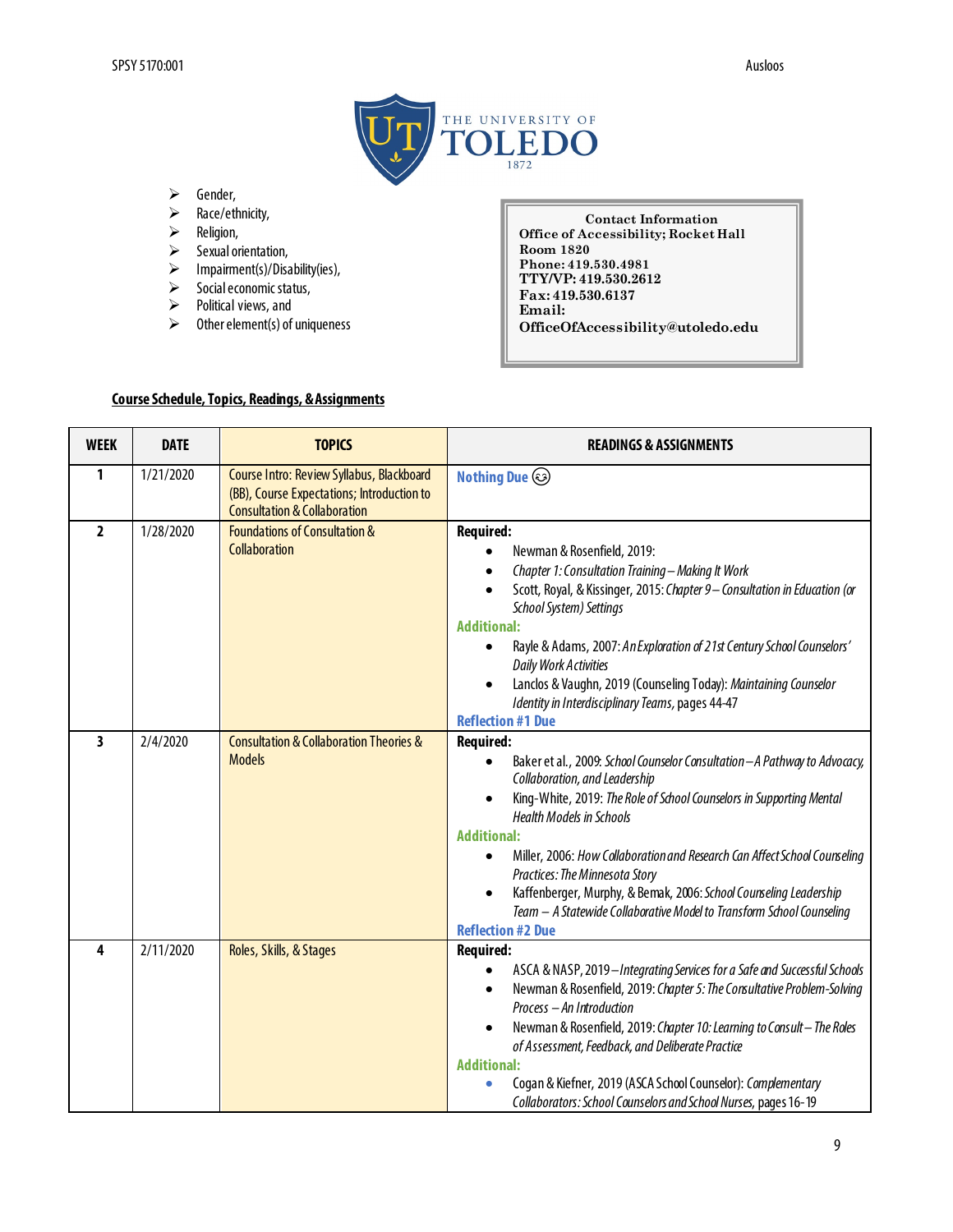- Gender,
- Race/ethnicity,
- Religion,
- Sexual orientation,
- Impairment(s)/Disability(ies),
- Social economic status,
- Political views, and
- Other element(s) of uniqueness

**Contact Information**
**Office of Accessibility; Rocket Hall**
**Room 1820**
**Phone: 419.530.4981**
**TTY/VP: 419.530.2612**
**Fax: 419.530.6137**
**Email:**
**OfficeOfAccessibility@utoledo.edu**

**Course Schedule, Topics, Readings, & Assignments**

| WEEK | DATE | TOPICS | READINGS & ASSIGNMENTS |
|---|---|---|---|
| 1 | 1/21/2020 | Course Intro: Review Syllabus, Blackboard (BB), Course Expectations; Introduction to Consultation & Collaboration | **Nothing Due** ☺ |
| 2 | 1/28/2020 | Foundations of Consultation & Collaboration | **Required:**<br>• Newman & Rosenfield, 2019:<br>• *Chapter 1: Consultation Training – Making It Work*<br>• Scott, Royal, & Kissinger, 2015: *Chapter 9 – Consultation in Education (or School System) Settings*<br>**Additional:**<br>• Rayle & Adams, 2007: *An Exploration of 21st Century School Counselors' Daily Work Activities*<br>• Lanclos & Vaughn, 2019 (Counseling Today): *Maintaining Counselor Identity in Interdisciplinary Teams*, pages 44-47<br>**Reflection #1 Due** |
| 3 | 2/4/2020 | Consultation & Collaboration Theories & Models | **Required:**<br>• Baker et al., 2009: *School Counselor Consultation – A Pathway to Advocacy, Collaboration, and Leadership*<br>• King-White, 2019: *The Role of School Counselors in Supporting Mental Health Models in Schools*<br>**Additional:**<br>• Miller, 2006: *How Collaboration and Research Can Affect School Counseling Practices: The Minnesota Story*<br>• Kaffenberger, Murphy, & Bemak, 2006: *School Counseling Leadership Team – A Statewide Collaborative Model to Transform School Counseling*<br>**Reflection #2 Due** |
| 4 | 2/11/2020 | Roles, Skills, & Stages | **Required:**<br>• ASCA & NASP, 2019 – *Integrating Services for a Safe and Successful Schools*<br>• Newman & Rosenfield, 2019: *Chapter 5: The Consultative Problem-Solving Process – An Introduction*<br>• Newman & Rosenfield, 2019: *Chapter 10: Learning to Consult – The Roles of Assessment, Feedback, and Deliberate Practice*<br>**Additional:**<br>• Cogan & Kiefner, 2019 (ASCA School Counselor): *Complementary Collaborators: School Counselors and School Nurses*, pages 16-19 |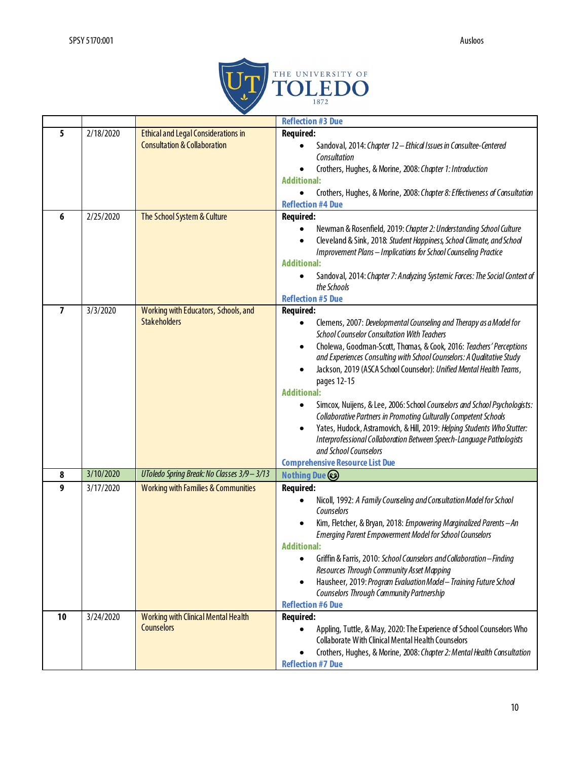|  |  |  | **Reflection #3 Due** |
|---|---|---|---|
| **5** | 2/18/2020 | Ethical and Legal Considerations in Consultation & Collaboration | **Required:**<br>• Sandoval, 2014: *Chapter 12 – Ethical Issues in Consultee-Centered Consultation*<br>• Crothers, Hughes, & Morine, 2008: *Chapter 1: Introduction*<br>**Additional:**<br>• Crothers, Hughes, & Morine, 2008: *Chapter 8: Effectiveness of Consultation*<br>**Reflection #4 Due** |
| **6** | 2/25/2020 | The School System & Culture | **Required:**<br>• Newman & Rosenfield, 2019: *Chapter 2: Understanding School Culture*<br>• Cleveland & Sink, 2018: *Student Happiness, School Climate, and School Improvement Plans – Implications for School Counseling Practice*<br>**Additional:**<br>• Sandoval, 2014: *Chapter 7: Analyzing Systemic Forces: The Social Context of the Schools*<br>**Reflection #5 Due** |
| **7** | 3/3/2020 | Working with Educators, Schools, and Stakeholders | **Required:**<br>• Clemens, 2007: *Developmental Counseling and Therapy as a Model for School Counselor Consultation With Teachers*<br>• Cholewa, Goodman-Scott, Thomas, & Cook, 2016: *Teachers' Perceptions and Experiences Consulting with School Counselors: A Qualitative Study*<br>• Jackson, 2019 (ASCA School Counselor): *Unified Mental Health Teams*, pages 12-15<br>**Additional:**<br>• Simcox, Nuijens, & Lee, 2006: School *Counselors and School Psychologists: Collaborative Partners in Promoting Culturally Competent Schools*<br>• Yates, Hudock, Astramovich, & Hill, 2019: *Helping Students Who Stutter: Interprofessional Collaboration Between Speech-Language Pathologists and School Counselors*<br>**Comprehensive Resource List Due** |
| **8** | 3/10/2020 | *UToledo Spring Break: No Classes 3/9 – 3/13* | **Nothing Due** ☺ |
| **9** | 3/17/2020 | Working with Families & Communities | **Required:**<br>• Nicoll, 1992: *A Family Counseling and Consultation Model for School Counselors*<br>• Kim, Fletcher, & Bryan, 2018: *Empowering Marginalized Parents – An Emerging Parent Empowerment Model for School Counselors*<br>**Additional:**<br>• Griffin & Farris, 2010: *School Counselors and Collaboration – Finding Resources Through Community Asset Mapping*<br>• Hausheer, 2019: *Program Evaluation Model – Training Future School Counselors Through Community Partnership*<br>**Reflection #6 Due** |
| **10** | 3/24/2020 | Working with Clinical Mental Health Counselors | **Required:**<br>• Appling, Tuttle, & May, 2020: The Experience of School Counselors Who Collaborate With Clinical Mental Health Counselors<br>• Crothers, Hughes, & Morine, 2008: *Chapter 2: Mental Health Consultation*<br>**Reflection #7 Due** |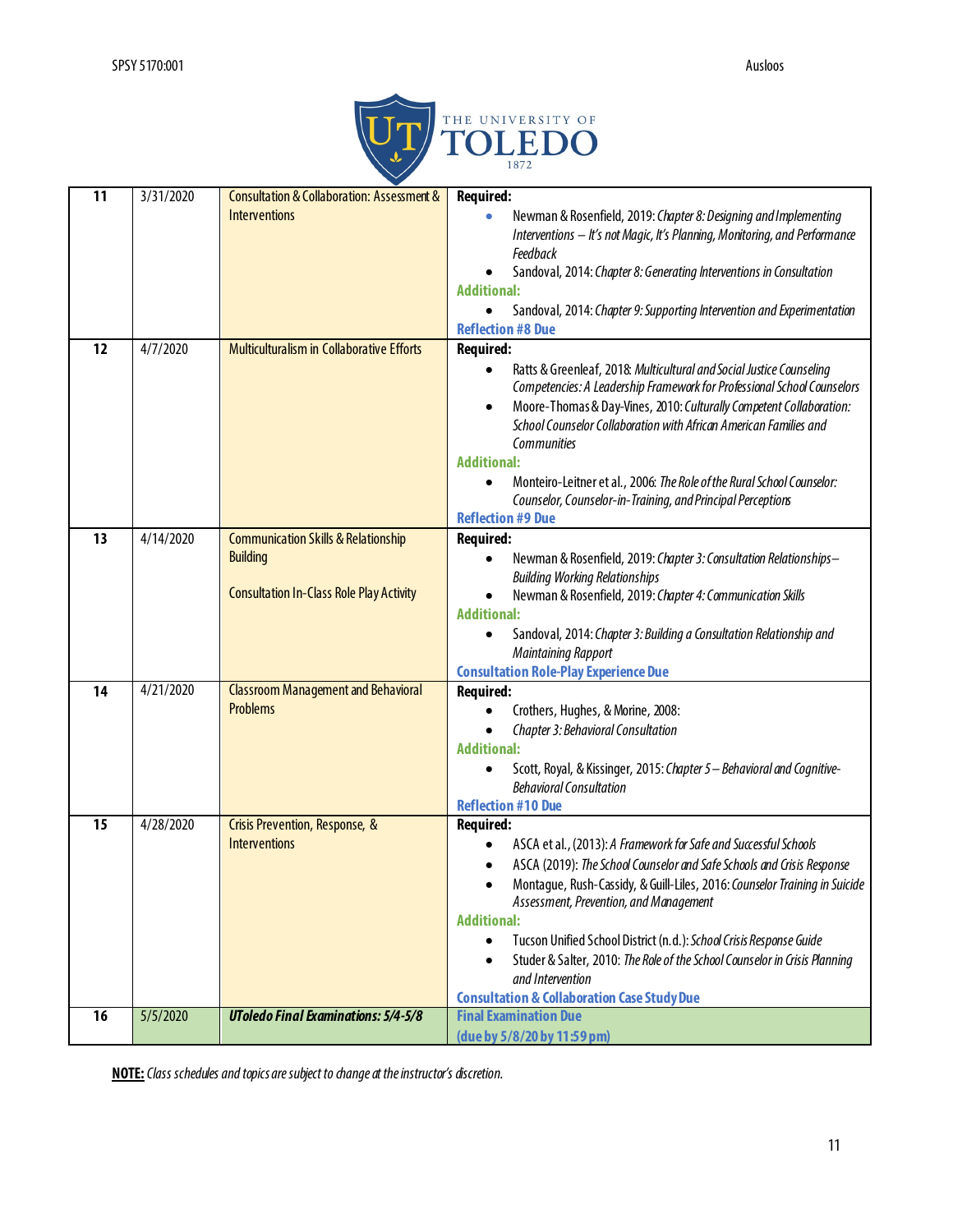| | | | |
|---|---|---|---|
| **11** | 3/31/2020 | Consultation & Collaboration: Assessment & Interventions | **Required:**<br>• Newman & Rosenfield, 2019: *Chapter 8: Designing and Implementing Interventions – It's not Magic, It's Planning, Monitoring, and Performance Feedback*<br>• Sandoval, 2014: *Chapter 8: Generating Interventions in Consultation*<br>**Additional:**<br>• Sandoval, 2014: *Chapter 9: Supporting Intervention and Experimentation*<br>**Reflection #8 Due** |
| **12** | 4/7/2020 | Multiculturalism in Collaborative Efforts | **Required:**<br>• Ratts & Greenleaf, 2018: *Multicultural and Social Justice Counseling Competencies: A Leadership Framework for Professional School Counselors*<br>• Moore-Thomas & Day-Vines, 2010: *Culturally Competent Collaboration: School Counselor Collaboration with African American Families and Communities*<br>**Additional:**<br>• Monteiro-Leitner et al., 2006: *The Role of the Rural School Counselor: Counselor, Counselor-in-Training, and Principal Perceptions*<br>**Reflection #9 Due** |
| **13** | 4/14/2020 | Communication Skills & Relationship Building<br><br>Consultation In-Class Role Play Activity | **Required:**<br>• Newman & Rosenfield, 2019: *Chapter 3: Consultation Relationships– Building Working Relationships*<br>• Newman & Rosenfield, 2019: *Chapter 4: Communication Skills*<br>**Additional:**<br>• Sandoval, 2014: *Chapter 3: Building a Consultation Relationship and Maintaining Rapport*<br>**Consultation Role-Play Experience Due** |
| **14** | 4/21/2020 | Classroom Management and Behavioral Problems | **Required:**<br>• Crothers, Hughes, & Morine, 2008:<br>• *Chapter 3: Behavioral Consultation*<br>**Additional:**<br>• Scott, Royal, & Kissinger, 2015: *Chapter 5 – Behavioral and Cognitive-Behavioral Consultation*<br>**Reflection #10 Due** |
| **15** | 4/28/2020 | Crisis Prevention, Response, & Interventions | **Required:**<br>• ASCA et al., (2013): *A Framework for Safe and Successful Schools*<br>• ASCA (2019): *The School Counselor and Safe Schools and Crisis Response*<br>• Montague, Rush-Cassidy, & Guill-Liles, 2016: *Counselor Training in Suicide Assessment, Prevention, and Management*<br>**Additional:**<br>• Tucson Unified School District (n.d.): *School Crisis Response Guide*<br>• Studer & Salter, 2010: *The Role of the School Counselor in Crisis Planning and Intervention*<br>**Consultation & Collaboration Case Study Due** |
| **16** | 5/5/2020 | ***UToledo Final Examinations: 5/4-5/8*** | **Final Examination Due (due by 5/8/20 by 11:59 pm)** |

**NOTE:** *Class schedules and topics are subject to change at the instructor's discretion.*